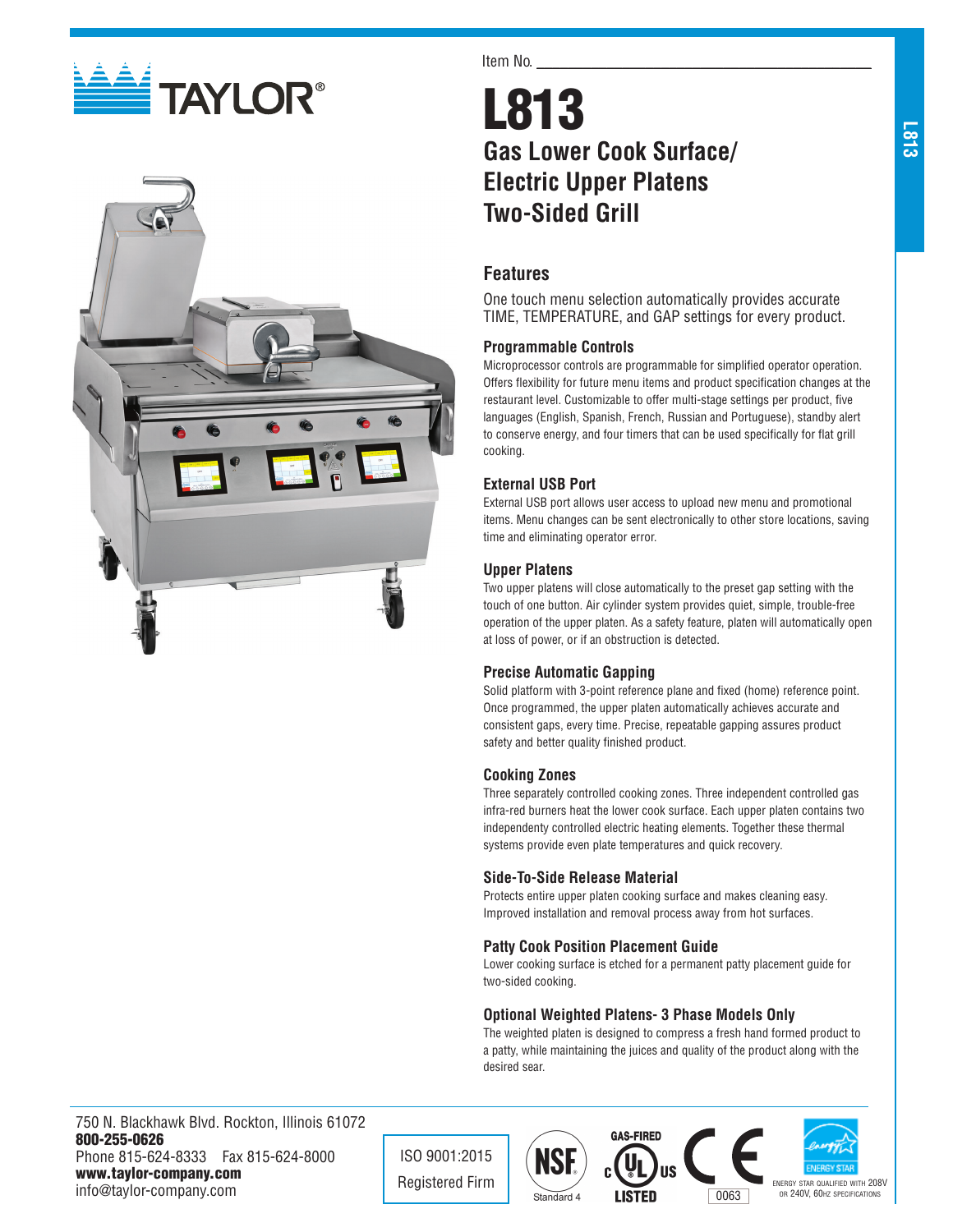TAYLOR®

Item No. ______________________________

# L813

## Gas Lower Cook Surface/ Electric Upper Platens Two-Sided Grill

## Features

One touch menu selection automatically provides accurate TIME, TEMPERATURE, and GAP settings for every product.

### Programmable Controls

Microprocessor controls are programmable for simplified operator operation. Offers flexibility for future menu items and product specification changes at the restaurant level. Customizable to offer multi-stage settings per product, five languages (English, Spanish, French, Russian and Portuguese), standby alert to conserve energy, and four timers that can be used specifically for flat grill cooking.

### External USB Port

External USB port allows user access to upload new menu and promotional items. Menu changes can be sent electronically to other store locations, saving time and eliminating operator error.

### Upper Platens

Two upper platens will close automatically to the preset gap setting with the touch of one button. Air cylinder system provides quiet, simple, trouble-free operation of the upper platen. As a safety feature, platen will automatically open at loss of power, or if an obstruction is detected.

### Precise Automatic Gapping

Solid platform with 3-point reference plane and fixed (home) reference point. Once programmed, the upper platen automatically achieves accurate and consistent gaps, every time. Precise, repeatable gapping assures product safety and better quality finished product.

### Cooking Zones

Three separately controlled cooking zones. Three independent controlled gas infra-red burners heat the lower cook surface. Each upper platen contains two independenty controlled electric heating elements. Together these thermal systems provide even plate temperatures and quick recovery.

### Side-To-Side Release Material

Protects entire upper platen cooking surface and makes cleaning easy. Improved installation and removal process away from hot surfaces.

### Patty Cook Position Placement Guide

Lower cooking surface is etched for a permanent patty placement guide for two-sided cooking.

### Optional Weighted Platens- 3 Phase Models Only

The weighted platen is designed to compress a fresh hand formed product to a patty, while maintaining the juices and quality of the product along with the desired sear.

---

750 N. Blackhawk Blvd. Rockton, Illinois 61072
**800-255-0626**
Phone 815-624-8333 Fax 815-624-8000
**www.taylor-company.com**
info@taylor-company.com

ISO 9001:2015 Registered Firm

NSF Standard 4

GAS-FIRED c UL us LISTED

CE 0063

ENERGY STAR QUALIFIED WITH 208V OR 240V, 60HZ SPECIFICATIONS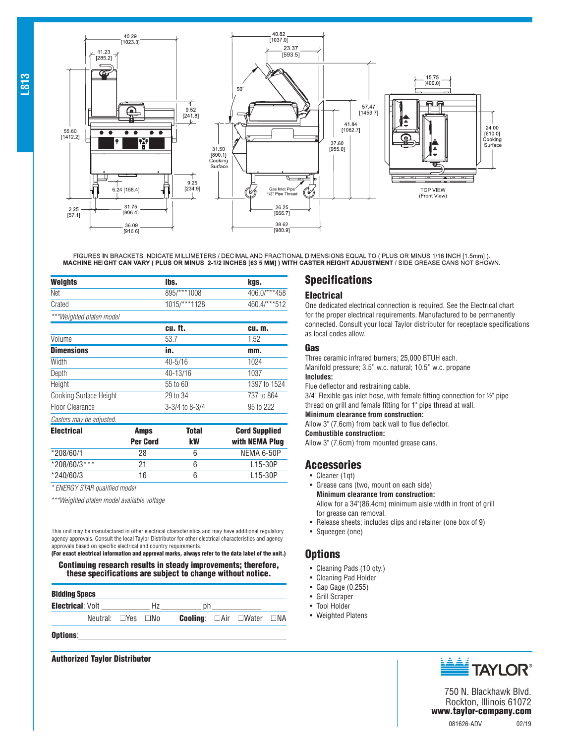40.29
[1023.3]

11.23
[285.2]

9.52
[241.8]

55.60
[1412.2]

9.25
[234.9]

6.24 [158.4]

2.25
[57.1]

31.75
[806.4]

36.09
[916.6]

40.82
[1037.0]

23.37
[593.5]

50˚

57.47
[1459.7]

41.84
[1062.7]

37.60
[955.0]

31.50
[800.1]
Cooking
Surface

Gas Inlet Pipe
1/2" Pipe Thread

26.25
[666.7]

38.62
[980.9]

15.75
[400.0]

24.00
[610.0]
Cooking
Surface

TOP VIEW
(Front View)

FIGURES IN BRACKETS INDICATE MILLIMETERS / DECIMAL AND FRACTIONAL DIMENSIONS EQUAL TO ( PLUS OR MINUS 1/16 INCH [1.5mm] ).
**MACHINE HEIGHT CAN VARY ( PLUS OR MINUS 2-1/2 INCHES [63.5 MM] ) WITH CASTER HEIGHT ADJUSTMENT / SIDE GREASE CANS NOT SHOWN.**

| **Weights** | **lbs.** | **kgs.** |
|---|---|---|
| Net | 895/***1008 | 406.0/***458 |
| Crated | 1015/***1128 | 460.4/***512 |
| *\*\*\*Weighted platen model* | | |
| | **cu. ft.** | **cu. m.** |
| Volume | 53.7 | 1.52 |
| **Dimensions** | **in.** | **mm.** |
| Width | 40-5/16 | 1024 |
| Depth | 40-13/16 | 1037 |
| Height | 55 to 60 | 1397 to 1524 |
| Cooking Surface Height | 29 to 34 | 737 to 864 |
| Floor Clearance | 3-3/4 to 8-3/4 | 95 to 222 |
| *Casters may be adjusted.* | | |

| **Electrical** | **Amps Per Cord** | **Total kW** | **Cord Supplied with NEMA Plug** |
|---|---|---|---|
| *208/60/1 | 28 | 6 | NEMA 6-50P |
| *208/60/3*** | 21 | 6 | L15-30P |
| *240/60/3 | 16 | 6 | L15-30P |

*\* ENERGY STAR qualified model*

*\*\*\*Weighted platen model available voltage*

This unit may be manufactured in other electrical characteristics and may have additional regulatory agency approvals. Consult the local Taylor Distributor for other electrical characteristics and agency approvals based on specific electrical and country requirements.
**(For exact electrical information and approval marks, always refer to the data label of the unit.)**

**Continuing research results in steady improvements; therefore, these specifications are subject to change without notice.**

**Bidding Specs**

**Electrical**: Volt ____________ Hz ____________ ph ____________

Neutral: ☐Yes ☐No **Cooling**: ☐Air ☐Water ☐NA

**Options**: ________________________________________

## Specifications

### Electrical

One dedicated electrical connection is required. See the Electrical chart for the proper electrical requirements. Manufactured to be permanently connected. Consult your local Taylor distributor for receptacle specifications as local codes allow.

### Gas

Three ceramic infrared burners; 25,000 BTUH each.
Manifold pressure; 3.5" w.c. natural; 10.5" w.c. propane

**Includes:**

Flue deflector and restraining cable.
3/4" Flexible gas inlet hose, with female fitting connection for ½" pipe thread on grill and female fitting for 1" pipe thread at wall.

**Minimum clearance from construction:**

Allow 3" (7.6cm) from back wall to flue deflector.

**Combustible construction:**

Allow 3" (7.6cm) from mounted grease cans.

## Accessories

- Cleaner (1qt)
- Grease cans (two, mount on each side)
  **Minimum clearance from construction:**
  Allow for a 34"(86.4cm) minimum aisle width in front of grill for grease can removal.
- Release sheets; includes clips and retainer (one box of 9)
- Squeegee (one)

## Options

- Cleaning Pads (10 qty.)
- Cleaning Pad Holder
- Gap Gage (0.255)
- Grill Scraper
- Tool Holder
- Weighted Platens

**Authorized Taylor Distributor**

TAYLOR®
750 N. Blackhawk Blvd.
Rockton, Illinois 61072
**www.taylor-company.com**

081626-ADV 02/19